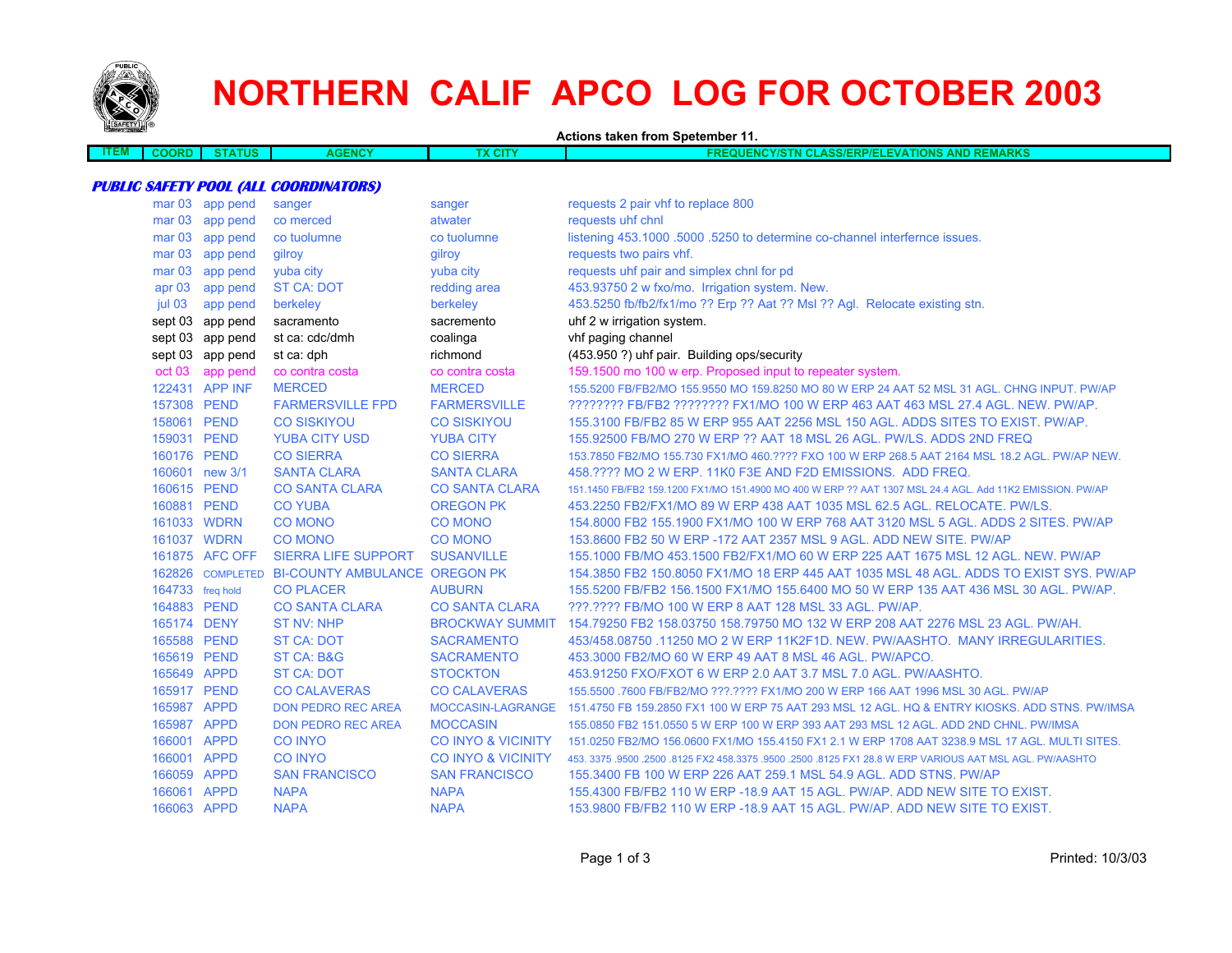# NORTHERN CALIF APCO LOG FOR OCTOBER 2003

**Actions taken from Spetember 11.**

| ITEM | COORD | STATUS | AGENCY | TX CITY | FREQUENCY/STN CLASS/ERP/ELEVATIONS AND REMARKS |
|---|---|---|---|---|---|

***PUBLIC SAFETY POOL (ALL COORDINATORS)***

| ITEM | COORD | STATUS | AGENCY | TX CITY | FREQUENCY/STN CLASS/ERP/ELEVATIONS AND REMARKS |
|---|---|---|---|---|---|
| | mar 03 | app pend | sanger | sanger | requests 2 pair vhf to replace 800 |
| | mar 03 | app pend | co merced | atwater | requests uhf chnl |
| | mar 03 | app pend | co tuolumne | co tuolumne | listening 453.1000 .5000 .5250 to determine co-channel interfernce issues. |
| | mar 03 | app pend | gilroy | gilroy | requests two pairs vhf. |
| | mar 03 | app pend | yuba city | yuba city | requests uhf pair and simplex chnl for pd |
| | apr 03 | app pend | ST CA: DOT | redding area | 453.93750 2 w fxo/mo. Irrigation system. New. |
| | jul 03 | app pend | berkeley | berkeley | 453.5250 fb/fb2/fx1/mo ?? Erp ?? Aat ?? Msl ?? Agl. Relocate existing stn. |
| | sept 03 | app pend | sacramento | sacremento | uhf 2 w irrigation system. |
| | sept 03 | app pend | st ca: cdc/dmh | coalinga | vhf paging channel |
| | sept 03 | app pend | st ca: dph | richmond | (453.950 ?) uhf pair. Building ops/security |
| | oct 03 | app pend | co contra costa | co contra costa | 159.1500 mo 100 w erp. Proposed input to repeater system. |
| | 122431 | APP INF | MERCED | MERCED | 155.5200 FB/FB2/MO 155.9550 MO 159.8250 MO 80 W ERP 24 AAT 52 MSL 31 AGL. CHNG INPUT. PW/AP |
| | 157308 | PEND | FARMERSVILLE FPD | FARMERSVILLE | ???????? FB/FB2 ???????? FX1/MO 100 W ERP 463 AAT 463 MSL 27.4 AGL. NEW. PW/AP. |
| | 158061 | PEND | CO SISKIYOU | CO SISKIYOU | 155.3100 FB/FB2 85 W ERP 955 AAT 2256 MSL 150 AGL. ADDS SITES TO EXIST. PW/AP. |
| | 159031 | PEND | YUBA CITY USD | YUBA CITY | 155.92500 FB/MO 270 W ERP ?? AAT 18 MSL 26 AGL. PW/LS. ADDS 2ND FREQ |
| | 160176 | PEND | CO SIERRA | CO SIERRA | 153.7850 FB2/MO 155.730 FX1/MO 460.???? FXO 100 W ERP 268.5 AAT 2164 MSL 18.2 AGL. PW/AP NEW. |
| | 160601 | new 3/1 | SANTA CLARA | SANTA CLARA | 458.???? MO 2 W ERP. 11K0 F3E AND F2D EMISSIONS. ADD FREQ. |
| | 160615 | PEND | CO SANTA CLARA | CO SANTA CLARA | 151.1450 FB/FB2 159.1200 FX1/MO 151.4900 MO 400 W ERP ?? AAT 1307 MSL 24.4 AGL. Add 11K2 EMISSION. PW/AP |
| | 160881 | PEND | CO YUBA | OREGON PK | 453.2250 FB2/FX1/MO 89 W ERP 438 AAT 1035 MSL 62.5 AGL. RELOCATE. PW/LS. |
| | 161033 | WDRN | CO MONO | CO MONO | 154.8000 FB2 155.1900 FX1/MO 100 W ERP 768 AAT 3120 MSL 5 AGL. ADDS 2 SITES. PW/AP |
| | 161037 | WDRN | CO MONO | CO MONO | 153.8600 FB2 50 W ERP -172 AAT 2357 MSL 9 AGL. ADD NEW SITE. PW/AP |
| | 161875 | AFC OFF | SIERRA LIFE SUPPORT | SUSANVILLE | 155.1000 FB/MO 453.1500 FB2/FX1/MO 60 W ERP 225 AAT 1675 MSL 12 AGL. NEW. PW/AP |
| | 162826 | COMPLETED | BI-COUNTY AMBULANCE | OREGON PK | 154.3850 FB2 150.8050 FX1/MO 18 ERP 445 AAT 1035 MSL 48 AGL. ADDS TO EXIST SYS. PW/AP |
| | 164733 | freq hold | CO PLACER | AUBURN | 155.5200 FB/FB2 156.1500 FX1/MO 155.6400 MO 50 W ERP 135 AAT 436 MSL 30 AGL. PW/AP. |
| | 164883 | PEND | CO SANTA CLARA | CO SANTA CLARA | ???.???? FB/MO 100 W ERP 8 AAT 128 MSL 33 AGL. PW/AP. |
| | 165174 | DENY | ST NV: NHP | BROCKWAY SUMMIT | 154.79250 FB2 158.03750 158.79750 MO 132 W ERP 208 AAT 2276 MSL 23 AGL. PW/AH. |
| | 165588 | PEND | ST CA: DOT | SACRAMENTO | 453/458.08750 .11250 MO 2 W ERP 11K2F1D. NEW. PW/AASHTO. MANY IRREGULARITIES. |
| | 165619 | PEND | ST CA: B&G | SACRAMENTO | 453.3000 FB2/MO 60 W ERP 49 AAT 8 MSL 46 AGL. PW/APCO. |
| | 165649 | APPD | ST CA: DOT | STOCKTON | 453.91250 FXO/FXOT 6 W ERP 2.0 AAT 3.7 MSL 7.0 AGL. PW/AASHTO. |
| | 165917 | PEND | CO CALAVERAS | CO CALAVERAS | 155.5500 .7600 FB/FB2/MO ???.???? FX1/MO 200 W ERP 166 AAT 1996 MSL 30 AGL. PW/AP |
| | 165987 | APPD | DON PEDRO REC AREA | MOCCASIN-LAGRANGE | 151.4750 FB 159.2850 FX1 100 W ERP 75 AAT 293 MSL 12 AGL. HQ & ENTRY KIOSKS. ADD STNS. PW/IMSA |
| | 165987 | APPD | DON PEDRO REC AREA | MOCCASIN | 155.0850 FB2 151.0550 5 W ERP 100 W ERP 393 AAT 293 MSL 12 AGL. ADD 2ND CHNL. PW/IMSA |
| | 166001 | APPD | CO INYO | CO INYO & VICINITY | 151.0250 FB2/MO 156.0600 FX1/MO 155.4150 FX1 2.1 W ERP 1708 AAT 3238.9 MSL 17 AGL. MULTI SITES. |
| | 166001 | APPD | CO INYO | CO INYO & VICINITY | 453. 3375 .9500 .2500 .8125 FX2 458.3375 .9500 .2500 .8125 FX1 28.8 W ERP VARIOUS AAT MSL AGL. PW/AASHTO |
| | 166059 | APPD | SAN FRANCISCO | SAN FRANCISCO | 155.3400 FB 100 W ERP 226 AAT 259.1 MSL 54.9 AGL. ADD STNS. PW/AP |
| | 166061 | APPD | NAPA | NAPA | 155.4300 FB/FB2 110 W ERP -18.9 AAT 15 AGL. PW/AP. ADD NEW SITE TO EXIST. |
| | 166063 | APPD | NAPA | NAPA | 153.9800 FB/FB2 110 W ERP -18.9 AAT 15 AGL. PW/AP. ADD NEW SITE TO EXIST. |

Printed: 10/3/03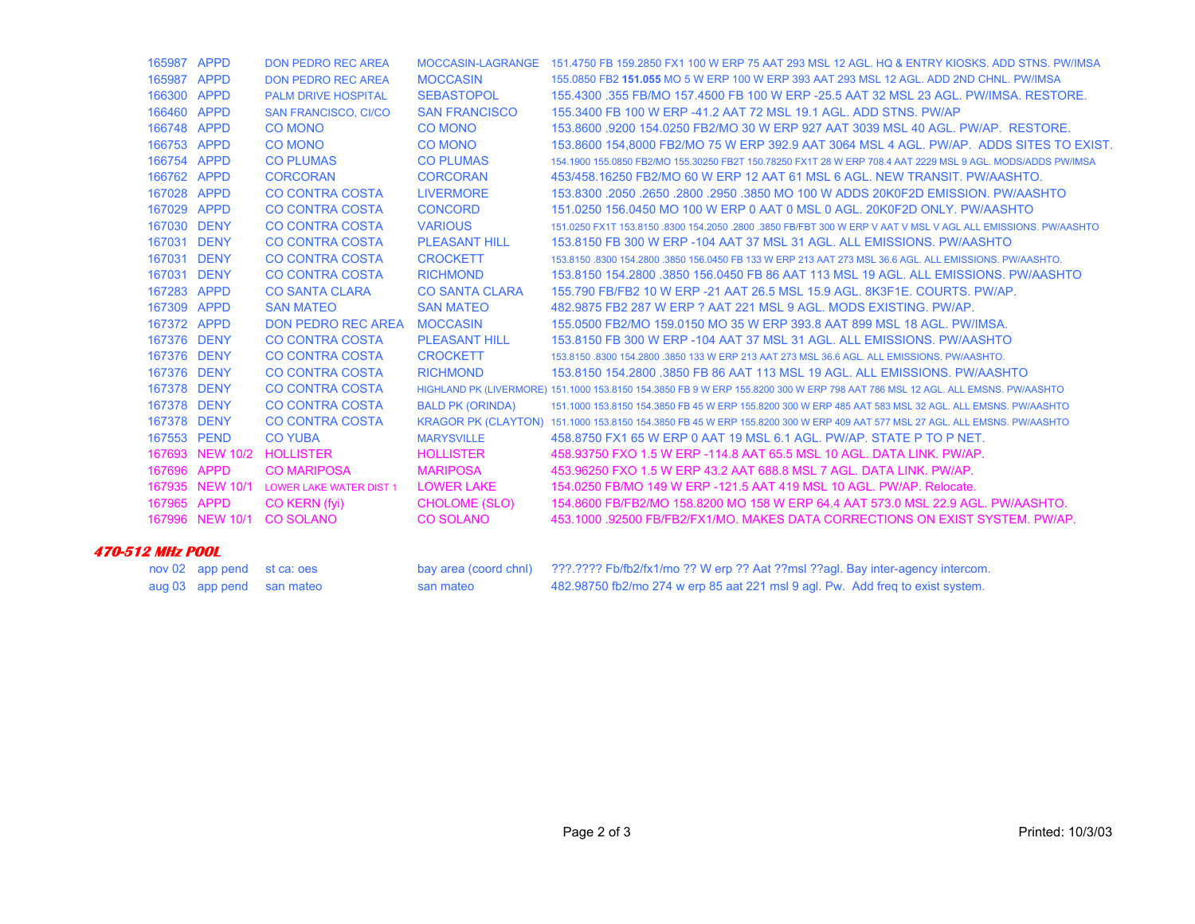| | | | | |
|---|---|---|---|---|
| 165987 | APPD | DON PEDRO REC AREA | MOCCASIN-LAGRANGE | 151.4750 FB 159.2850 FX1 100 W ERP 75 AAT 293 MSL 12 AGL. HQ & ENTRY KIOSKS. ADD STNS. PW/IMSA |
| 165987 | APPD | DON PEDRO REC AREA | MOCCASIN | 155.0850 FB2 **151.055** MO 5 W ERP 100 W ERP 393 AAT 293 MSL 12 AGL. ADD 2ND CHNL. PW/IMSA |
| 166300 | APPD | PALM DRIVE HOSPITAL | SEBASTOPOL | 155.4300 .355 FB/MO 157.4500 FB 100 W ERP -25.5 AAT 32 MSL 23 AGL. PW/IMSA. RESTORE. |
| 166460 | APPD | SAN FRANCISCO, CI/CO | SAN FRANCISCO | 155.3400 FB 100 W ERP -41.2 AAT 72 MSL 19.1 AGL. ADD STNS. PW/AP |
| 166748 | APPD | CO MONO | CO MONO | 153.8600 .9200 154.0250 FB2/MO 30 W ERP 927 AAT 3039 MSL 40 AGL. PW/AP. RESTORE. |
| 166753 | APPD | CO MONO | CO MONO | 153.8600 154,8000 FB2/MO 75 W ERP 392.9 AAT 3064 MSL 4 AGL. PW/AP. ADDS SITES TO EXIST. |
| 166754 | APPD | CO PLUMAS | CO PLUMAS | 154.1900 155.0850 FB2/MO 155.30250 FB2T 150.78250 FX1T 28 W ERP 708.4 AAT 2229 MSL 9 AGL. MODS/ADDS PW/IMSA |
| 166762 | APPD | CORCORAN | CORCORAN | 453/458.16250 FB2/MO 60 W ERP 12 AAT 61 MSL 6 AGL. NEW TRANSIT. PW/AASHTO. |
| 167028 | APPD | CO CONTRA COSTA | LIVERMORE | 153.8300 .2050 .2650 .2800 .2950 .3850 MO 100 W ADDS 20K0F2D EMISSION. PW/AASHTO |
| 167029 | APPD | CO CONTRA COSTA | CONCORD | 151.0250 156.0450 MO 100 W ERP 0 AAT 0 MSL 0 AGL. 20K0F2D ONLY. PW/AASHTO |
| 167030 | DENY | CO CONTRA COSTA | VARIOUS | 151.0250 FX1T 153.8150 .8300 154.2050 .2800 .3850 FB/FBT 300 W ERP V AAT V MSL V AGL ALL EMISSIONS. PW/AASHTO |
| 167031 | DENY | CO CONTRA COSTA | PLEASANT HILL | 153.8150 FB 300 W ERP -104 AAT 37 MSL 31 AGL. ALL EMISSIONS. PW/AASHTO |
| 167031 | DENY | CO CONTRA COSTA | CROCKETT | 153.8150 .8300 154.2800 .3850 156.0450 FB 133 W ERP 213 AAT 273 MSL 36.6 AGL. ALL EMISSIONS. PW/AASHTO. |
| 167031 | DENY | CO CONTRA COSTA | RICHMOND | 153.8150 154.2800 .3850 156.0450 FB 86 AAT 113 MSL 19 AGL. ALL EMISSIONS. PW/AASHTO |
| 167283 | APPD | CO SANTA CLARA | CO SANTA CLARA | 155.790 FB/FB2 10 W ERP -21 AAT 26.5 MSL 15.9 AGL. 8K3F1E. COURTS. PW/AP. |
| 167309 | APPD | SAN MATEO | SAN MATEO | 482.9875 FB2 287 W ERP ? AAT 221 MSL 9 AGL. MODS EXISTING. PW/AP. |
| 167372 | APPD | DON PEDRO REC AREA | MOCCASIN | 155.0500 FB2/MO 159.0150 MO 35 W ERP 393.8 AAT 899 MSL 18 AGL. PW/IMSA. |
| 167376 | DENY | CO CONTRA COSTA | PLEASANT HILL | 153.8150 FB 300 W ERP -104 AAT 37 MSL 31 AGL. ALL EMISSIONS. PW/AASHTO |
| 167376 | DENY | CO CONTRA COSTA | CROCKETT | 153.8150 .8300 154.2800 .3850 133 W ERP 213 AAT 273 MSL 36.6 AGL. ALL EMISSIONS. PW/AASHTO. |
| 167376 | DENY | CO CONTRA COSTA | RICHMOND | 153.8150 154.2800 .3850 FB 86 AAT 113 MSL 19 AGL. ALL EMISSIONS. PW/AASHTO |
| 167378 | DENY | CO CONTRA COSTA | HIGHLAND PK (LIVERMORE) | 151.1000 153.8150 154.3850 FB 9 W ERP 155.8200 300 W ERP 798 AAT 786 MSL 12 AGL. ALL EMSNS. PW/AASHTO |
| 167378 | DENY | CO CONTRA COSTA | BALD PK (ORINDA) | 151.1000 153.8150 154.3850 FB 45 W ERP 155.8200 300 W ERP 485 AAT 583 MSL 32 AGL. ALL EMSNS. PW/AASHTO |
| 167378 | DENY | CO CONTRA COSTA | KRAGOR PK (CLAYTON) | 151.1000 153.8150 154.3850 FB 45 W ERP 155.8200 300 W ERP 409 AAT 577 MSL 27 AGL. ALL EMSNS. PW/AASHTO |
| 167553 | PEND | CO YUBA | MARYSVILLE | 458.8750 FX1 65 W ERP 0 AAT 19 MSL 6.1 AGL. PW/AP. STATE P TO P NET. |
| 167693 | NEW 10/2 | HOLLISTER | HOLLISTER | 458.93750 FXO 1.5 W ERP -114.8 AAT 65.5 MSL 10 AGL. DATA LINK. PW/AP. |
| 167696 | APPD | CO MARIPOSA | MARIPOSA | 453.96250 FXO 1.5 W ERP 43.2 AAT 688.8 MSL 7 AGL. DATA LINK. PW/AP. |
| 167935 | NEW 10/1 | LOWER LAKE WATER DIST 1 | LOWER LAKE | 154.0250 FB/MO 149 W ERP -121.5 AAT 419 MSL 10 AGL. PW/AP. Relocate. |
| 167965 | APPD | CO KERN (fyi) | CHOLOME (SLO) | 154.8600 FB/FB2/MO 158.8200 MO 158 W ERP 64.4 AAT 573.0 MSL 22.9 AGL. PW/AASHTO. |
| 167996 | NEW 10/1 | CO SOLANO | CO SOLANO | 453.1000 .92500 FB/FB2/FX1/MO. MAKES DATA CORRECTIONS ON EXIST SYSTEM. PW/AP. |

### *470-512 MHz POOL*

| | | | | |
|---|---|---|---|---|
| nov 02 | app pend | st ca: oes | bay area (coord chnl) | ???.???? Fb/fb2/fx1/mo ?? W erp ?? Aat ??msl ??agl. Bay inter-agency intercom. |
| aug 03 | app pend | san mateo | san mateo | 482.98750 fb2/mo 274 w erp 85 aat 221 msl 9 agl. Pw. Add freq to exist system. |

Printed: 10/3/03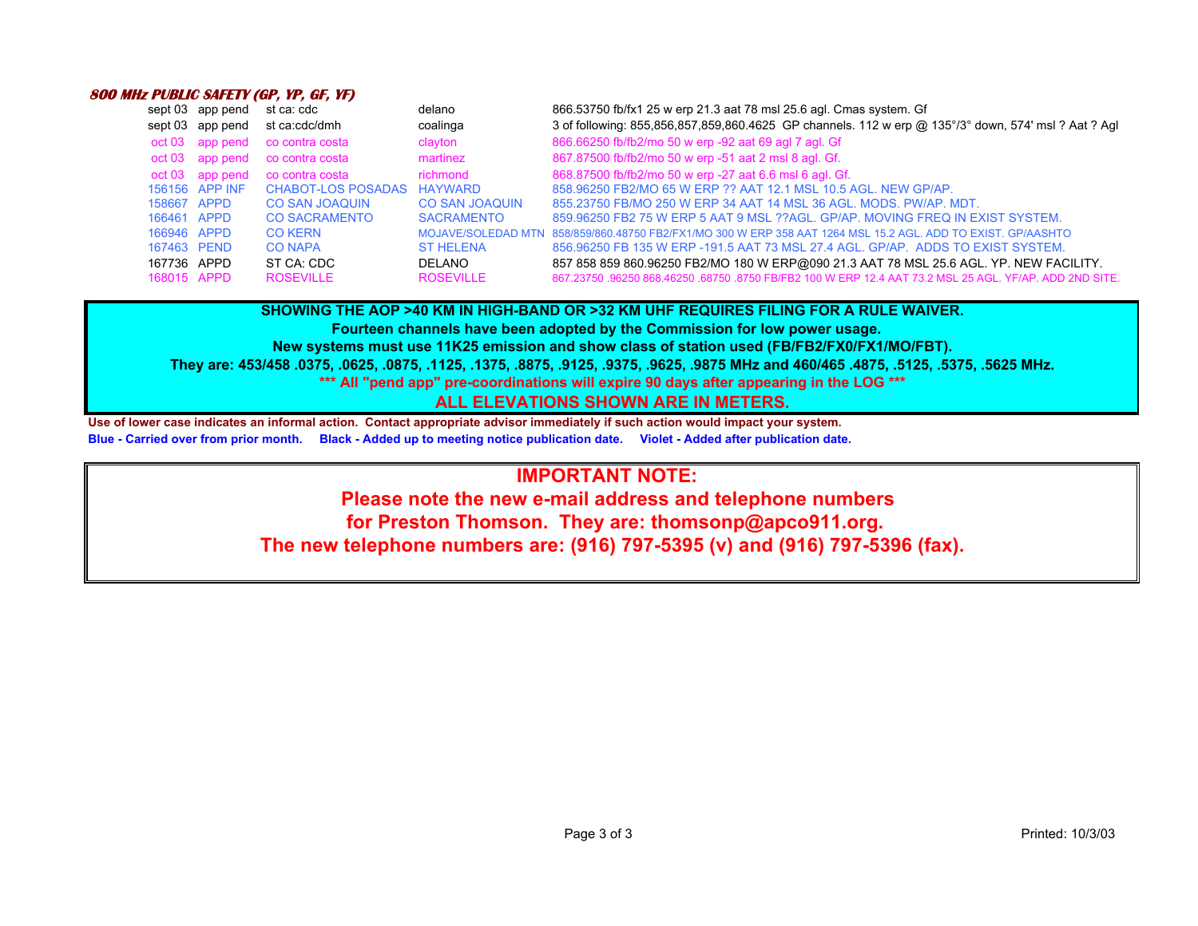### *800 MHz PUBLIC SAFETY (GP, YP, GF, YF)*

| | | | | |
|---|---|---|---|---|
| sept 03 | app pend | st ca: cdc | delano | 866.53750 fb/fx1 25 w erp 21.3 aat 78 msl 25.6 agl. Cmas system. Gf |
| sept 03 | app pend | st ca:cdc/dmh | coalinga | 3 of following: 855,856,857,859,860.4625 GP channels. 112 w erp @ 135°/3° down, 574' msl ? Aat ? Agl |
| oct 03 | app pend | co contra costa | clayton | 866.66250 fb/fb2/mo 50 w erp -92 aat 69 agl 7 agl. Gf |
| oct 03 | app pend | co contra costa | martinez | 867.87500 fb/fb2/mo 50 w erp -51 aat 2 msl 8 agl. Gf. |
| oct 03 | app pend | co contra costa | richmond | 868.87500 fb/fb2/mo 50 w erp -27 aat 6.6 msl 6 agl. Gf. |
| 156156 | APP INF | CHABOT-LOS POSADAS | HAYWARD | 858.96250 FB2/MO 65 W ERP ?? AAT 12.1 MSL 10.5 AGL. NEW GP/AP. |
| 158667 | APPD | CO SAN JOAQUIN | CO SAN JOAQUIN | 855.23750 FB/MO 250 W ERP 34 AAT 14 MSL 36 AGL. MODS. PW/AP. MDT. |
| 166461 | APPD | CO SACRAMENTO | SACRAMENTO | 859.96250 FB2 75 W ERP 5 AAT 9 MSL ??AGL. GP/AP. MOVING FREQ IN EXIST SYSTEM. |
| 166946 | APPD | CO KERN | MOJAVE/SOLEDAD MTN | 858/859/860.48750 FB2/FX1/MO 300 W ERP 358 AAT 1264 MSL 15.2 AGL. ADD TO EXIST. GP/AASHTO |
| 167463 | PEND | CO NAPA | ST HELENA | 856.96250 FB 135 W ERP -191.5 AAT 73 MSL 27.4 AGL. GP/AP. ADDS TO EXIST SYSTEM. |
| 167736 | APPD | ST CA: CDC | DELANO | 857 858 859 860.96250 FB2/MO 180 W ERP@090 21.3 AAT 78 MSL 25.6 AGL. YP. NEW FACILITY. |
| 168015 | APPD | ROSEVILLE | ROSEVILLE | 867.23750 .96250 868.46250 .68750 .8750 FB/FB2 100 W ERP 12.4 AAT 73.2 MSL 25 AGL. YF/AP. ADD 2ND SITE. |

**SHOWING THE AOP >40 KM IN HIGH-BAND OR >32 KM UHF REQUIRES FILING FOR A RULE WAIVER.**
**Fourteen channels have been adopted by the Commission for low power usage.**
**New systems must use 11K25 emission and show class of station used (FB/FB2/FX0/FX1/MO/FBT).**
**They are: 453/458 .0375, .0625, .0875, .1125, .1375, .8875, .9125, .9375, .9625, .9875 MHz and 460/465 .4875, .5125, .5375, .5625 MHz.**
**\*\*\* All "pend app" pre-coordinations will expire 90 days after appearing in the LOG \*\*\***
**ALL ELEVATIONS SHOWN ARE IN METERS.**

**Use of lower case indicates an informal action. Contact appropriate advisor immediately if such action would impact your system.**
**Blue - Carried over from prior month. Black - Added up to meeting notice publication date. Violet - Added after publication date.**

**IMPORTANT NOTE:**
**Please note the new e-mail address and telephone numbers for Preston Thomson. They are: thomsonp@apco911.org.**
**The new telephone numbers are: (916) 797-5395 (v) and (916) 797-5396 (fax).**

Printed: 10/3/03